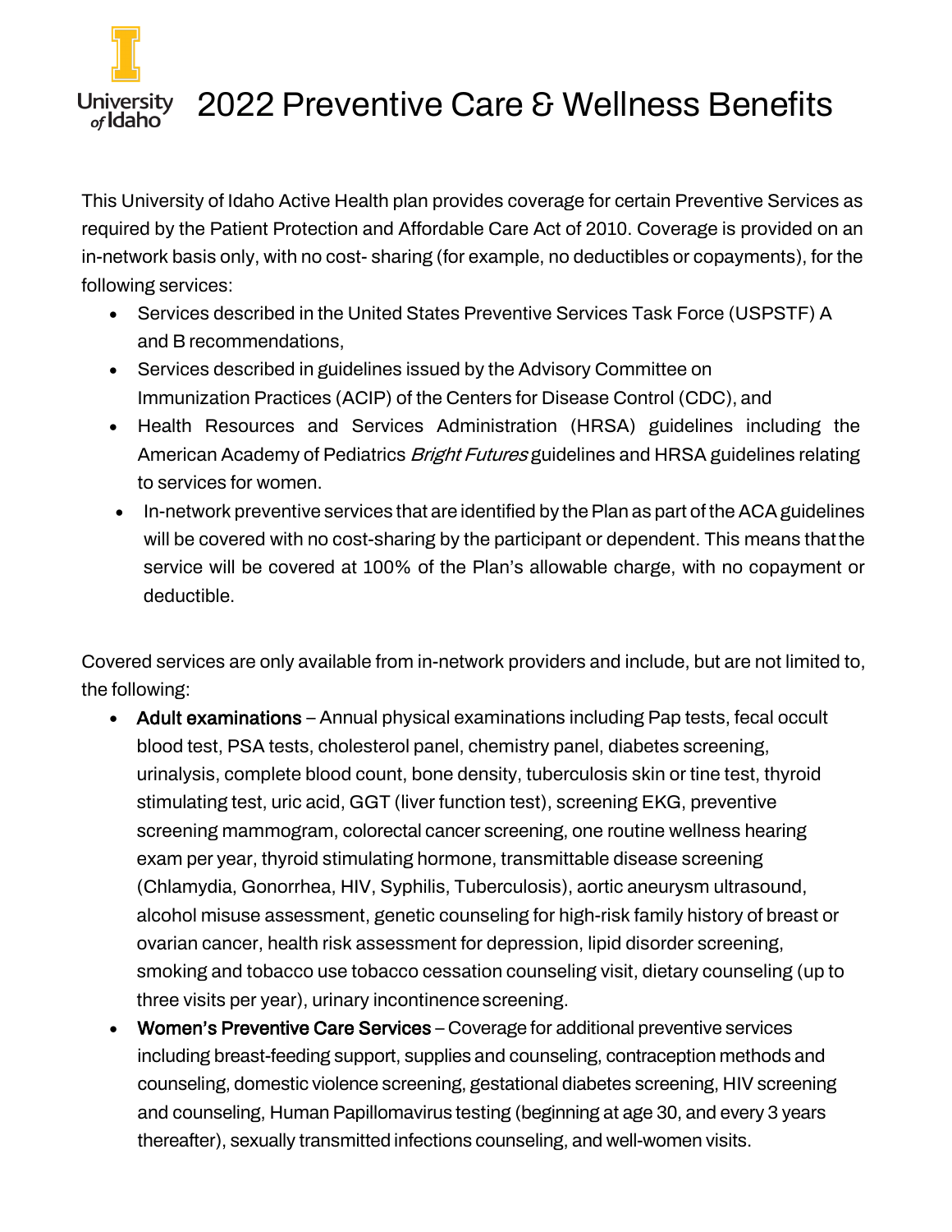# 2022 Preventive Care & Wellness Benefits

This University of Idaho Active Health plan provides coverage for certain Preventive Services as required by the Patient Protection and Affordable Care Act of 2010. Coverage is provided on an in-network basis only, with no cost- sharing (for example, no deductibles or copayments), for the following services:

- Services described in the United States Preventive Services Task Force (USPSTF) A and B recommendations,
- Services described in guidelines issued by the Advisory Committee on Immunization Practices (ACIP) of the Centers for Disease Control (CDC), and
- Health Resources and Services Administration (HRSA) guidelines including the American Academy of Pediatrics *Bright Futures* guidelines and HRSA guidelines relating to services for women.
- In-network preventive services that are identified by the Plan as part of the ACA guidelines will be covered with no cost-sharing by the participant or dependent. This means that the service will be covered at 100% of the Plan's allowable charge, with no copayment or deductible.

Covered services are only available from in-network providers and include, but are not limited to, the following:

- **Adult examinations** – Annual physical examinations including Pap tests, fecal occult blood test, PSA tests, cholesterol panel, chemistry panel, diabetes screening, urinalysis, complete blood count, bone density, tuberculosis skin or tine test, thyroid stimulating test, uric acid, GGT (liver function test), screening EKG, preventive screening mammogram, colorectal cancer screening, one routine wellness hearing exam per year, thyroid stimulating hormone, transmittable disease screening (Chlamydia, Gonorrhea, HIV, Syphilis, Tuberculosis), aortic aneurysm ultrasound, alcohol misuse assessment, genetic counseling for high-risk family history of breast or ovarian cancer, health risk assessment for depression, lipid disorder screening, smoking and tobacco use tobacco cessation counseling visit, dietary counseling (up to three visits per year), urinary incontinence screening.
- **Women's Preventive Care Services** – Coverage for additional preventive services including breast-feeding support, supplies and counseling, contraception methods and counseling, domestic violence screening, gestational diabetes screening, HIV screening and counseling, Human Papillomavirus testing (beginning at age 30, and every 3 years thereafter), sexually transmitted infections counseling, and well-women visits.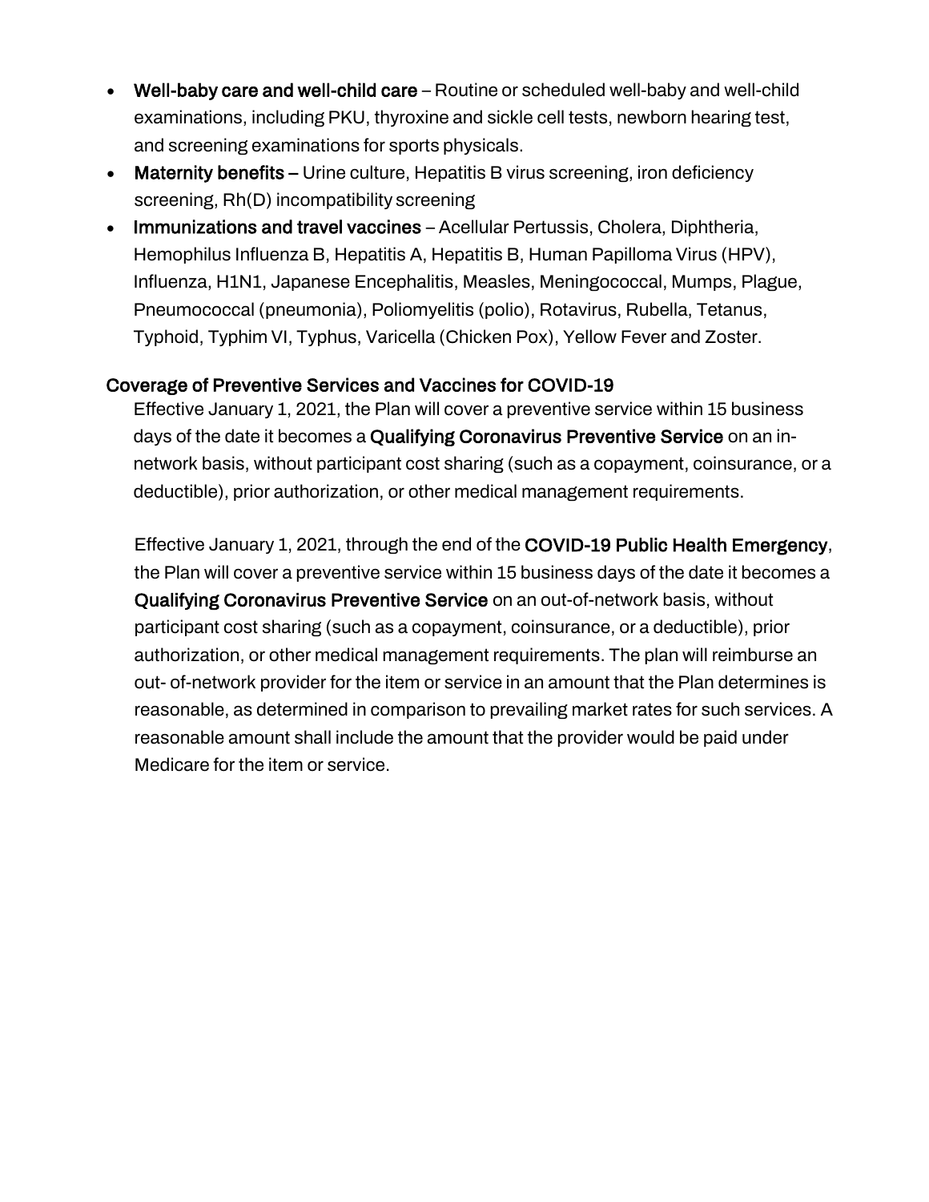- **Well-baby care and well-child care** – Routine or scheduled well-baby and well-child examinations, including PKU, thyroxine and sickle cell tests, newborn hearing test, and screening examinations for sports physicals.
- **Maternity benefits –** Urine culture, Hepatitis B virus screening, iron deficiency screening, Rh(D) incompatibility screening
- **Immunizations and travel vaccines** – Acellular Pertussis, Cholera, Diphtheria, Hemophilus Influenza B, Hepatitis A, Hepatitis B, Human Papilloma Virus (HPV), Influenza, H1N1, Japanese Encephalitis, Measles, Meningococcal, Mumps, Plague, Pneumococcal (pneumonia), Poliomyelitis (polio), Rotavirus, Rubella, Tetanus, Typhoid, Typhim VI, Typhus, Varicella (Chicken Pox), Yellow Fever and Zoster.

## Coverage of Preventive Services and Vaccines for COVID-19

Effective January 1, 2021, the Plan will cover a preventive service within 15 business days of the date it becomes a **Qualifying Coronavirus Preventive Service** on an in-network basis, without participant cost sharing (such as a copayment, coinsurance, or a deductible), prior authorization, or other medical management requirements.

Effective January 1, 2021, through the end of the **COVID-19 Public Health Emergency**, the Plan will cover a preventive service within 15 business days of the date it becomes a **Qualifying Coronavirus Preventive Service** on an out-of-network basis, without participant cost sharing (such as a copayment, coinsurance, or a deductible), prior authorization, or other medical management requirements. The plan will reimburse an out- of-network provider for the item or service in an amount that the Plan determines is reasonable, as determined in comparison to prevailing market rates for such services. A reasonable amount shall include the amount that the provider would be paid under Medicare for the item or service.